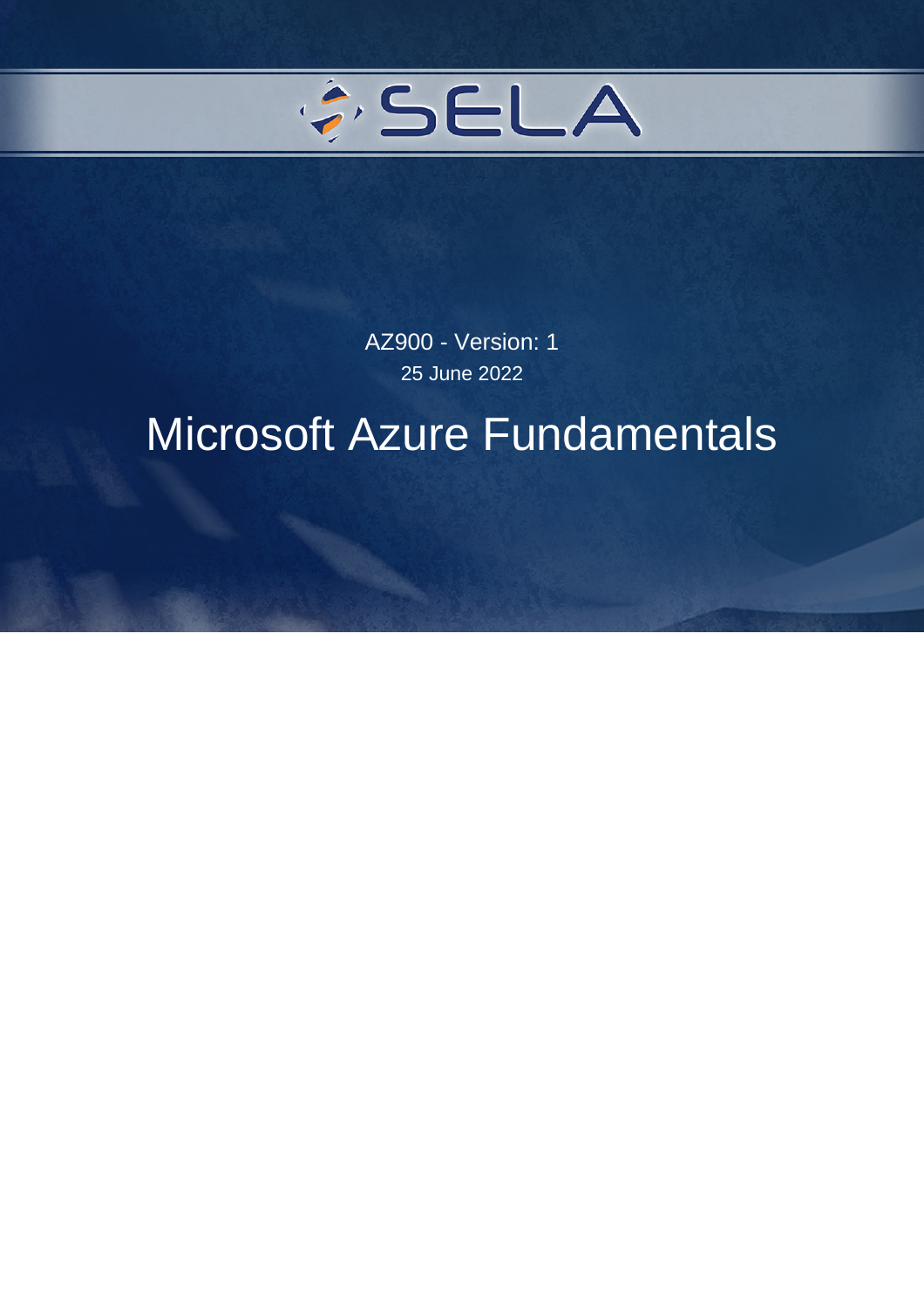SELA

AZ900 - Version: 1

25 June 2022

# Microsoft Azure Fundamentals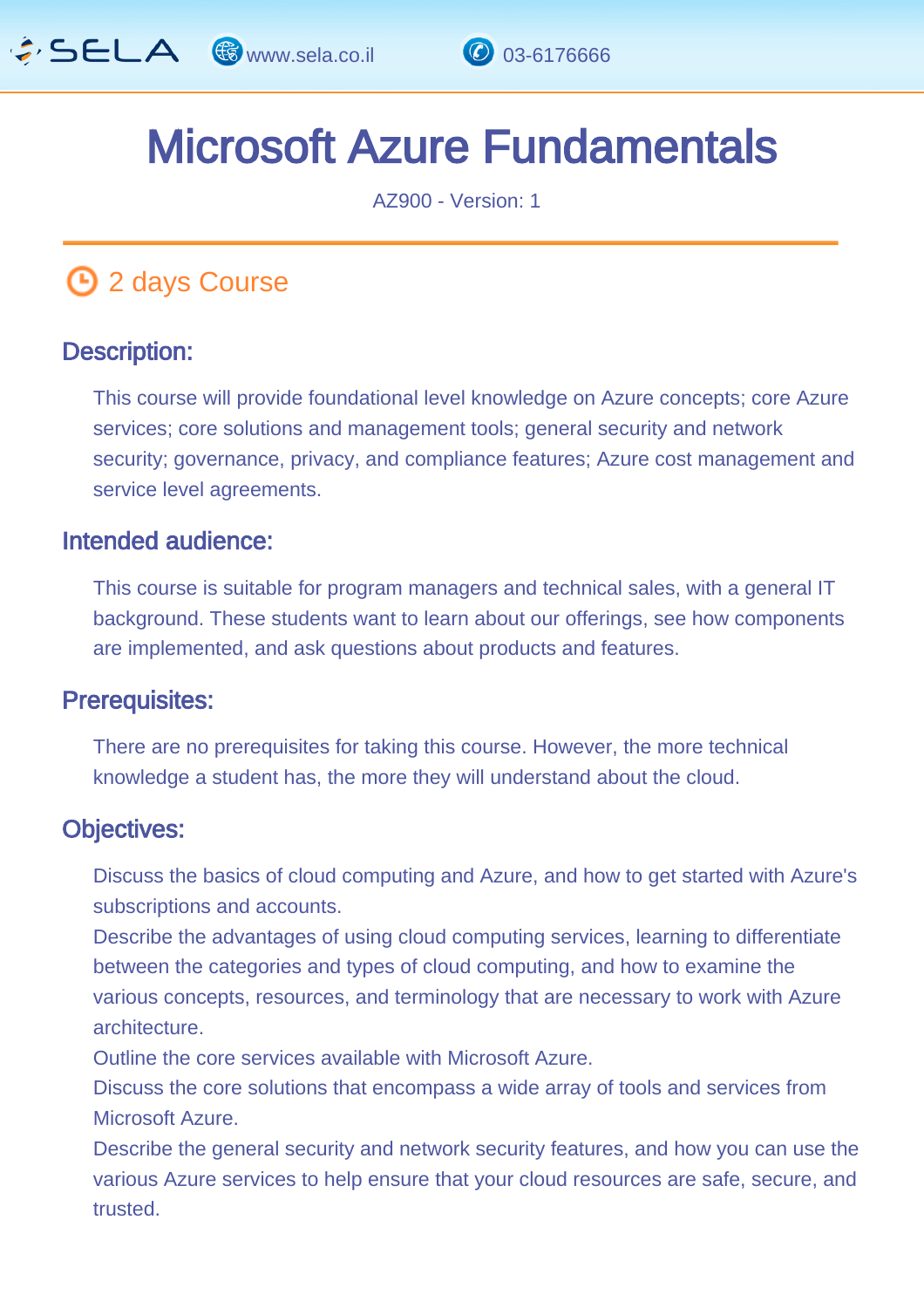# Microsoft Azure Fundamentals

AZ900 - Version: 1

## 2 days Course

### Description:

This course will provide foundational level knowledge on Azure concepts; core Azure services; core solutions and management tools; general security and network security; governance, privacy, and compliance features; Azure cost management and service level agreements.

### Intended audience:

This course is suitable for program managers and technical sales, with a general IT background. These students want to learn about our offerings, see how components are implemented, and ask questions about products and features.

### Prerequisites:

There are no prerequisites for taking this course. However, the more technical knowledge a student has, the more they will understand about the cloud.

### Objectives:

Discuss the basics of cloud computing and Azure, and how to get started with Azure's subscriptions and accounts.

Describe the advantages of using cloud computing services, learning to differentiate between the categories and types of cloud computing, and how to examine the various concepts, resources, and terminology that are necessary to work with Azure architecture.

Outline the core services available with Microsoft Azure.

Discuss the core solutions that encompass a wide array of tools and services from Microsoft Azure.

Describe the general security and network security features, and how you can use the various Azure services to help ensure that your cloud resources are safe, secure, and trusted.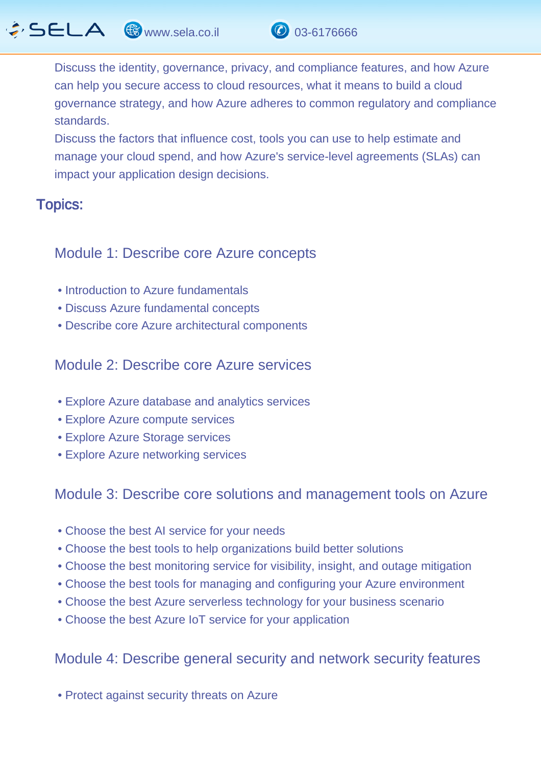Discuss the identity, governance, privacy, and compliance features, and how Azure can help you secure access to cloud resources, what it means to build a cloud governance strategy, and how Azure adheres to common regulatory and compliance standards.

Discuss the factors that influence cost, tools you can use to help estimate and manage your cloud spend, and how Azure's service-level agreements (SLAs) can impact your application design decisions.

## Topics:

### Module 1: Describe core Azure concepts

- Introduction to Azure fundamentals
- Discuss Azure fundamental concepts
- Describe core Azure architectural components

### Module 2: Describe core Azure services

- Explore Azure database and analytics services
- Explore Azure compute services
- Explore Azure Storage services
- Explore Azure networking services

### Module 3: Describe core solutions and management tools on Azure

- Choose the best AI service for your needs
- Choose the best tools to help organizations build better solutions
- Choose the best monitoring service for visibility, insight, and outage mitigation
- Choose the best tools for managing and configuring your Azure environment
- Choose the best Azure serverless technology for your business scenario
- Choose the best Azure IoT service for your application

### Module 4: Describe general security and network security features

- Protect against security threats on Azure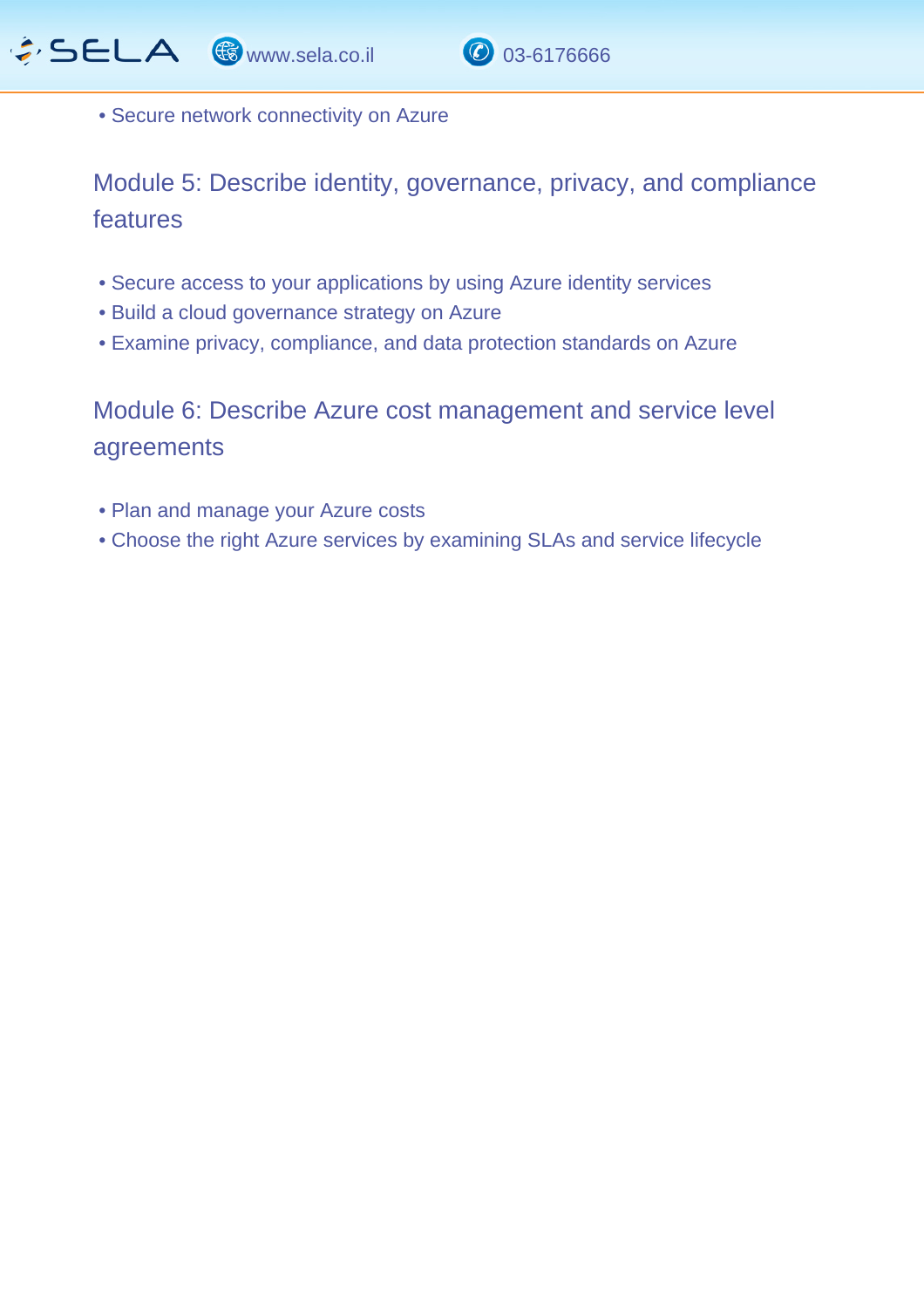- Secure network connectivity on Azure

## Module 5: Describe identity, governance, privacy, and compliance features

- Secure access to your applications by using Azure identity services
- Build a cloud governance strategy on Azure
- Examine privacy, compliance, and data protection standards on Azure

## Module 6: Describe Azure cost management and service level agreements

- Plan and manage your Azure costs
- Choose the right Azure services by examining SLAs and service lifecycle